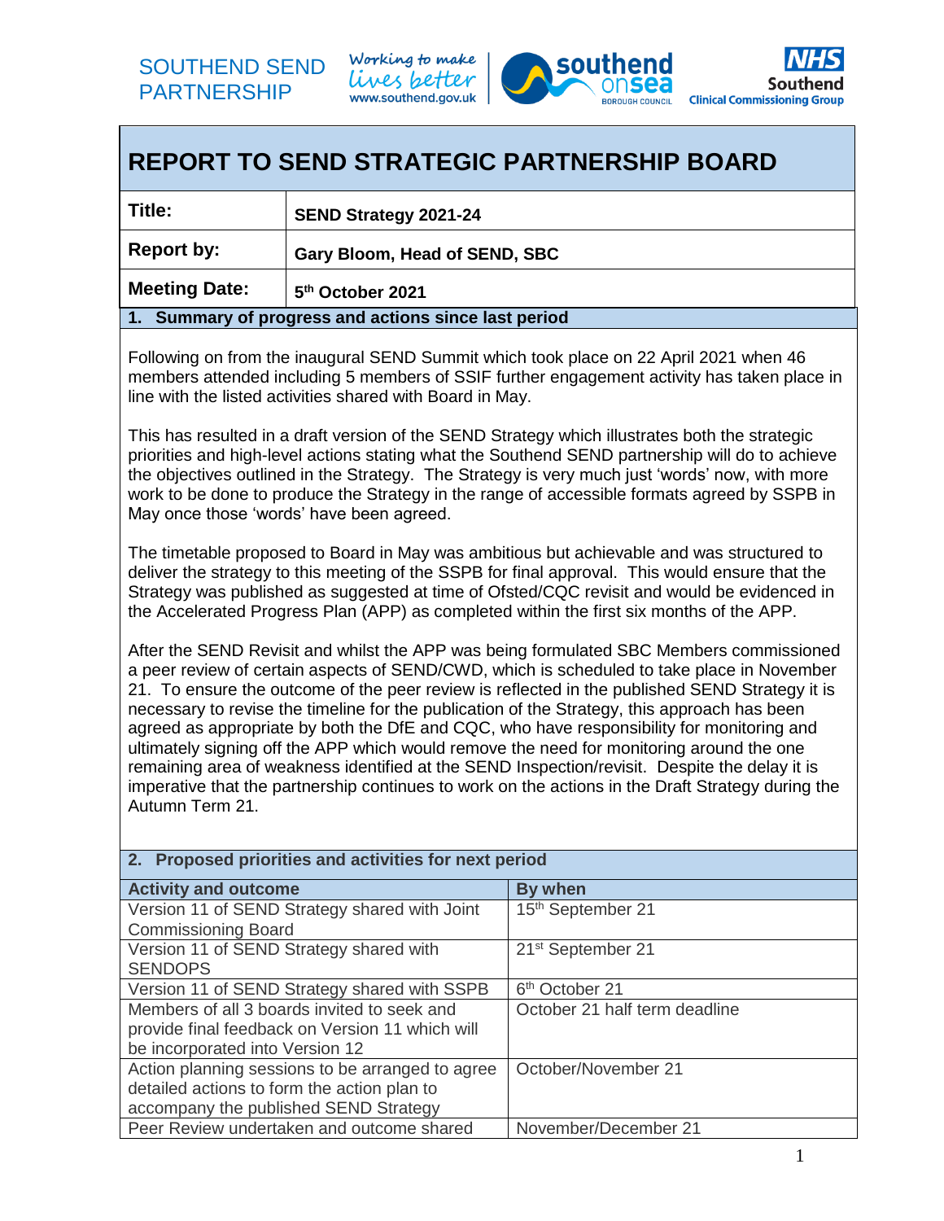SOUTHEND SEND PARTNERSHIP

Working to make lives better
www.southend.gov.uk

southend on sea BOROUGH COUNCIL

NHS Southend Clinical Commissioning Group

# REPORT TO SEND STRATEGIC PARTNERSHIP BOARD

| | |
|---|---|
| **Title:** | **SEND Strategy 2021-24** |
| **Report by:** | **Gary Bloom, Head of SEND, SBC** |
| **Meeting Date:** | **5th October 2021** |

## 1. Summary of progress and actions since last period

Following on from the inaugural SEND Summit which took place on 22 April 2021 when 46 members attended including 5 members of SSIF further engagement activity has taken place in line with the listed activities shared with Board in May.

This has resulted in a draft version of the SEND Strategy which illustrates both the strategic priorities and high-level actions stating what the Southend SEND partnership will do to achieve the objectives outlined in the Strategy. The Strategy is very much just 'words' now, with more work to be done to produce the Strategy in the range of accessible formats agreed by SSPB in May once those 'words' have been agreed.

The timetable proposed to Board in May was ambitious but achievable and was structured to deliver the strategy to this meeting of the SSPB for final approval. This would ensure that the Strategy was published as suggested at time of Ofsted/CQC revisit and would be evidenced in the Accelerated Progress Plan (APP) as completed within the first six months of the APP.

After the SEND Revisit and whilst the APP was being formulated SBC Members commissioned a peer review of certain aspects of SEND/CWD, which is scheduled to take place in November 21. To ensure the outcome of the peer review is reflected in the published SEND Strategy it is necessary to revise the timeline for the publication of the Strategy, this approach has been agreed as appropriate by both the DfE and CQC, who have responsibility for monitoring and ultimately signing off the APP which would remove the need for monitoring around the one remaining area of weakness identified at the SEND Inspection/revisit. Despite the delay it is imperative that the partnership continues to work on the actions in the Draft Strategy during the Autumn Term 21.

## 2. Proposed priorities and activities for next period

| Activity and outcome | By when |
|---|---|
| Version 11 of SEND Strategy shared with Joint Commissioning Board | 15th September 21 |
| Version 11 of SEND Strategy shared with SENDOPS | 21st September 21 |
| Version 11 of SEND Strategy shared with SSPB | 6th October 21 |
| Members of all 3 boards invited to seek and provide final feedback on Version 11 which will be incorporated into Version 12 | October 21 half term deadline |
| Action planning sessions to be arranged to agree detailed actions to form the action plan to accompany the published SEND Strategy | October/November 21 |
| Peer Review undertaken and outcome shared | November/December 21 |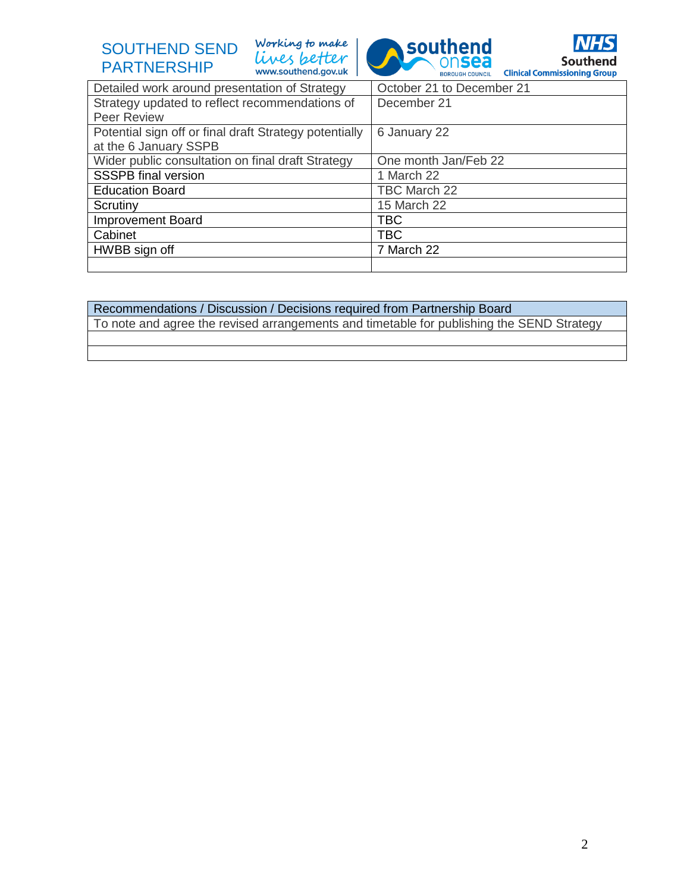| | |
|---|---|
| Detailed work around presentation of Strategy | October 21 to December 21 |
| Strategy updated to reflect recommendations of Peer Review | December 21 |
| Potential sign off or final draft Strategy potentially at the 6 January SSPB | 6 January 22 |
| Wider public consultation on final draft Strategy | One month Jan/Feb 22 |
| SSSPB final version | 1 March 22 |
| Education Board | TBC March 22 |
| Scrutiny | 15 March 22 |
| Improvement Board | TBC |
| Cabinet | TBC |
| HWBB sign off | 7 March 22 |
| | |

| Recommendations / Discussion / Decisions required from Partnership Board |
|---|
| To note and agree the revised arrangements and timetable for publishing the SEND Strategy |
| |
| |